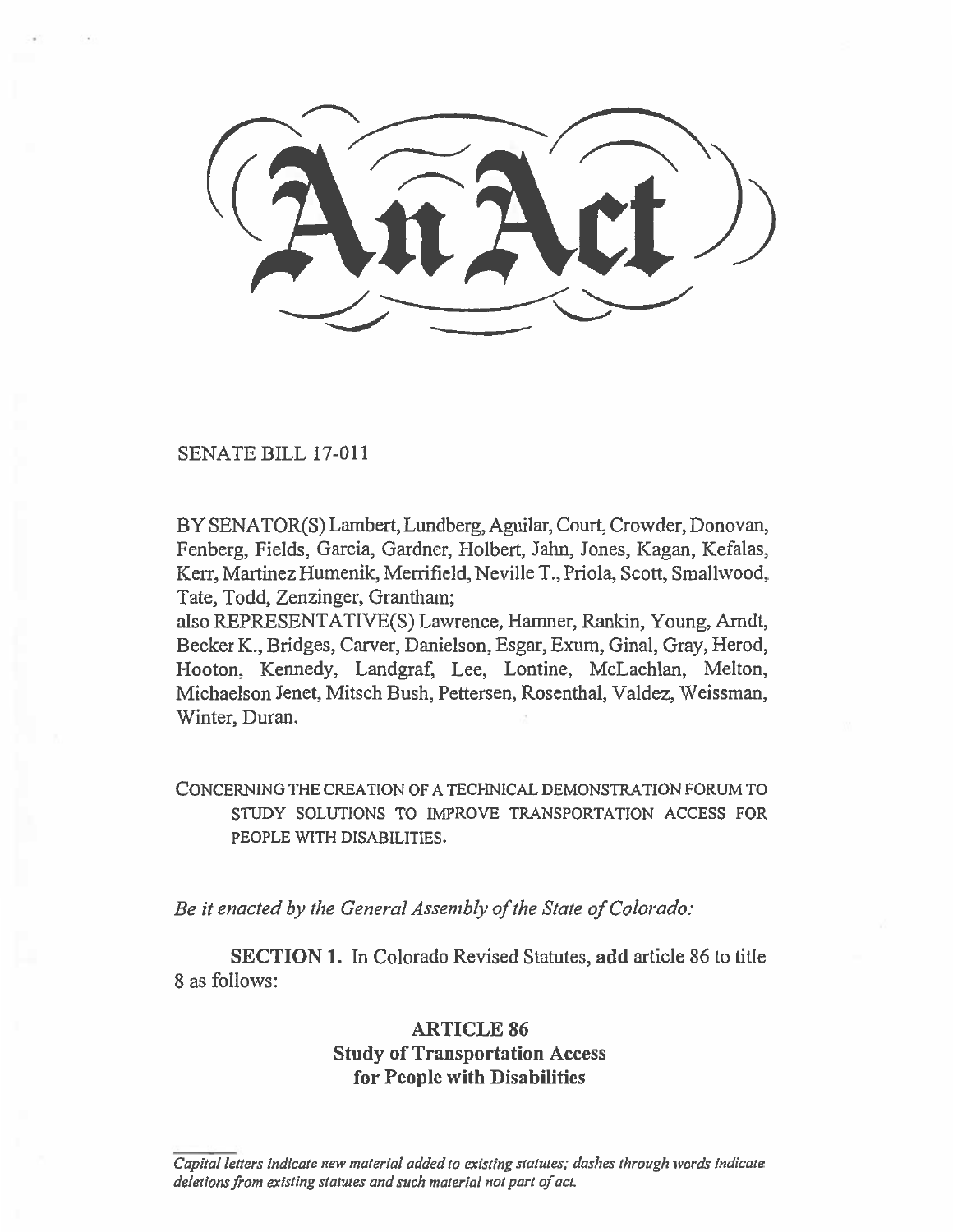# An Act

SENATE BILL 17-011

BY SENATOR(S) Lambert, Lundberg, Aguilar, Court, Crowder, Donovan, Fenberg, Fields, Garcia, Gardner, Holbert, Jahn, Jones, Kagan, Kefalas, Kerr, Martinez Humenik, Merrifield, Neville T., Priola, Scott, Smallwood, Tate, Todd, Zenzinger, Grantham;
also REPRESENTATIVE(S) Lawrence, Hamner, Rankin, Young, Arndt, Becker K., Bridges, Carver, Danielson, Esgar, Exum, Ginal, Gray, Herod, Hooton, Kennedy, Landgraf, Lee, Lontine, McLachlan, Melton, Michaelson Jenet, Mitsch Bush, Pettersen, Rosenthal, Valdez, Weissman, Winter, Duran.

CONCERNING THE CREATION OF A TECHNICAL DEMONSTRATION FORUM TO STUDY SOLUTIONS TO IMPROVE TRANSPORTATION ACCESS FOR PEOPLE WITH DISABILITIES.

*Be it enacted by the General Assembly of the State of Colorado:*

**SECTION 1.** In Colorado Revised Statutes, **add** article 86 to title 8 as follows:

**ARTICLE 86**
**Study of Transportation Access for People with Disabilities**

*Capital letters indicate new material added to existing statutes; dashes through words indicate deletions from existing statutes and such material not part of act.*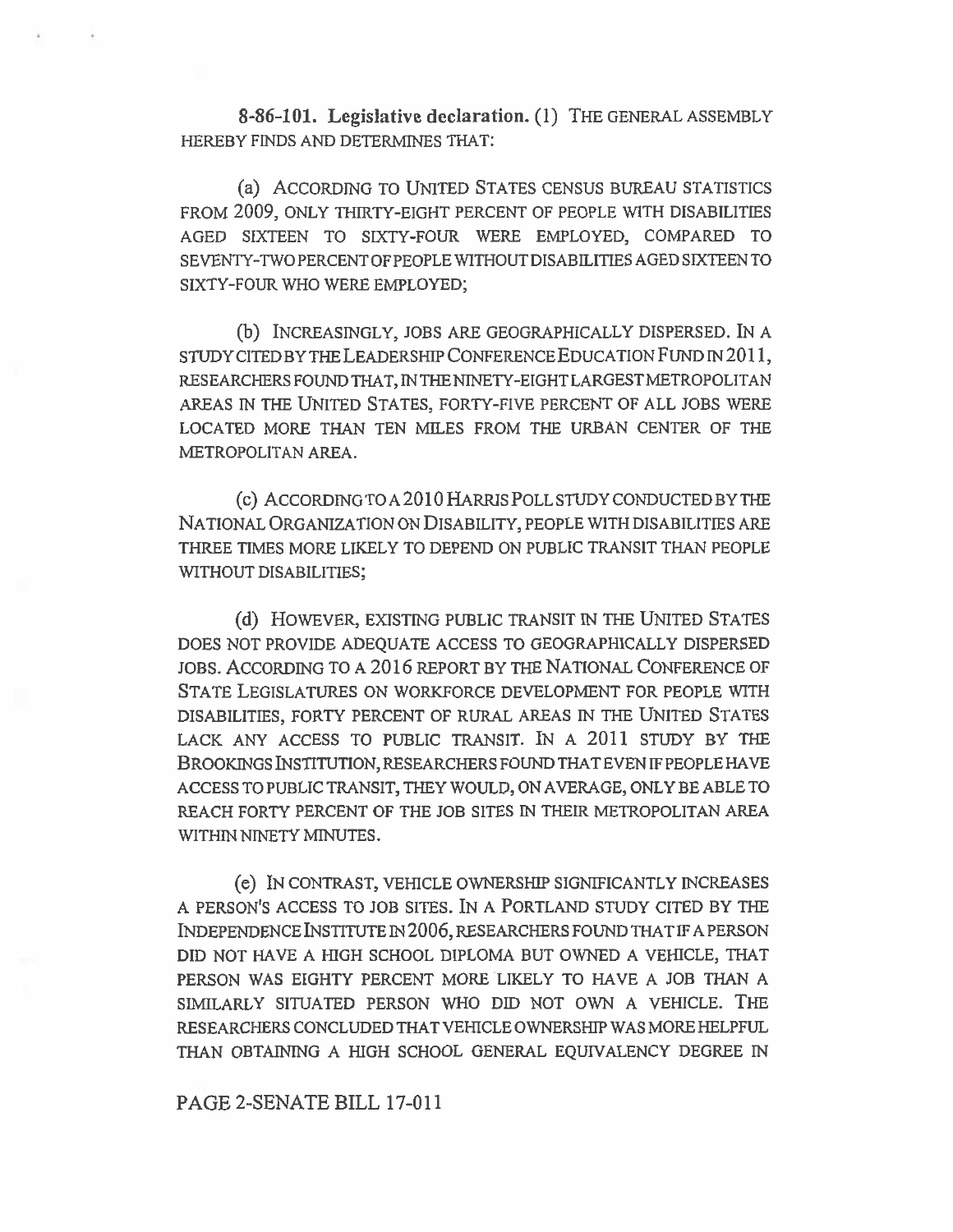**8-86-101. Legislative declaration.** (1) THE GENERAL ASSEMBLY HEREBY FINDS AND DETERMINES THAT:

(a) ACCORDING TO UNITED STATES CENSUS BUREAU STATISTICS FROM 2009, ONLY THIRTY-EIGHT PERCENT OF PEOPLE WITH DISABILITIES AGED SIXTEEN TO SIXTY-FOUR WERE EMPLOYED, COMPARED TO SEVENTY-TWO PERCENT OF PEOPLE WITHOUT DISABILITIES AGED SIXTEEN TO SIXTY-FOUR WHO WERE EMPLOYED;

(b) INCREASINGLY, JOBS ARE GEOGRAPHICALLY DISPERSED. IN A STUDY CITED BY THE LEADERSHIP CONFERENCE EDUCATION FUND IN 2011, RESEARCHERS FOUND THAT, IN THE NINETY-EIGHT LARGEST METROPOLITAN AREAS IN THE UNITED STATES, FORTY-FIVE PERCENT OF ALL JOBS WERE LOCATED MORE THAN TEN MILES FROM THE URBAN CENTER OF THE METROPOLITAN AREA.

(c) ACCORDING TO A 2010 HARRIS POLL STUDY CONDUCTED BY THE NATIONAL ORGANIZATION ON DISABILITY, PEOPLE WITH DISABILITIES ARE THREE TIMES MORE LIKELY TO DEPEND ON PUBLIC TRANSIT THAN PEOPLE WITHOUT DISABILITIES;

(d) HOWEVER, EXISTING PUBLIC TRANSIT IN THE UNITED STATES DOES NOT PROVIDE ADEQUATE ACCESS TO GEOGRAPHICALLY DISPERSED JOBS. ACCORDING TO A 2016 REPORT BY THE NATIONAL CONFERENCE OF STATE LEGISLATURES ON WORKFORCE DEVELOPMENT FOR PEOPLE WITH DISABILITIES, FORTY PERCENT OF RURAL AREAS IN THE UNITED STATES LACK ANY ACCESS TO PUBLIC TRANSIT. IN A 2011 STUDY BY THE BROOKINGS INSTITUTION, RESEARCHERS FOUND THAT EVEN IF PEOPLE HAVE ACCESS TO PUBLIC TRANSIT, THEY WOULD, ON AVERAGE, ONLY BE ABLE TO REACH FORTY PERCENT OF THE JOB SITES IN THEIR METROPOLITAN AREA WITHIN NINETY MINUTES.

(e) IN CONTRAST, VEHICLE OWNERSHIP SIGNIFICANTLY INCREASES A PERSON'S ACCESS TO JOB SITES. IN A PORTLAND STUDY CITED BY THE INDEPENDENCE INSTITUTE IN 2006, RESEARCHERS FOUND THAT IF A PERSON DID NOT HAVE A HIGH SCHOOL DIPLOMA BUT OWNED A VEHICLE, THAT PERSON WAS EIGHTY PERCENT MORE LIKELY TO HAVE A JOB THAN A SIMILARLY SITUATED PERSON WHO DID NOT OWN A VEHICLE. THE RESEARCHERS CONCLUDED THAT VEHICLE OWNERSHIP WAS MORE HELPFUL THAN OBTAINING A HIGH SCHOOL GENERAL EQUIVALENCY DEGREE IN

PAGE 2-SENATE BILL 17-011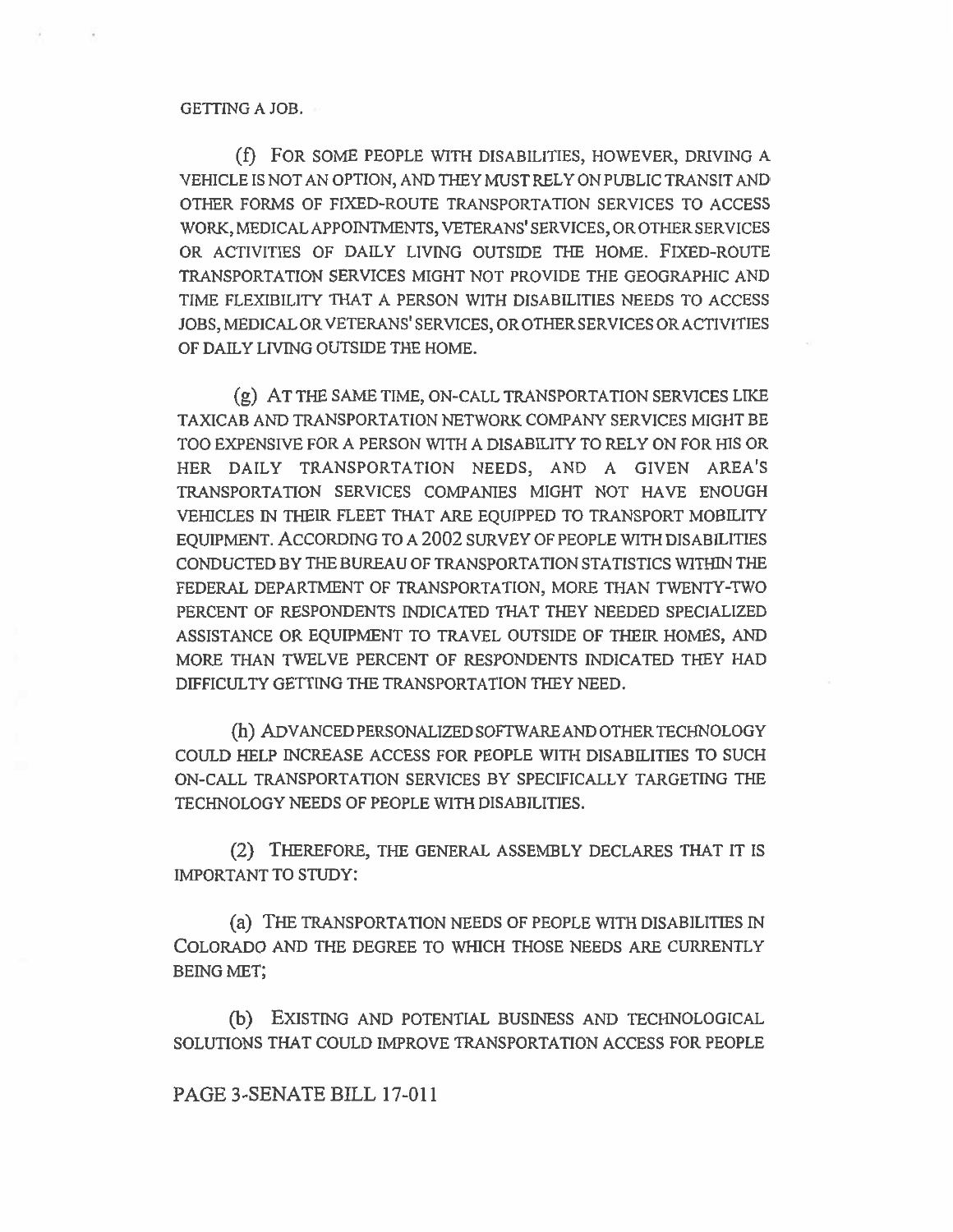GETTING A JOB.

(f) FOR SOME PEOPLE WITH DISABILITIES, HOWEVER, DRIVING A VEHICLE IS NOT AN OPTION, AND THEY MUST RELY ON PUBLIC TRANSIT AND OTHER FORMS OF FIXED-ROUTE TRANSPORTATION SERVICES TO ACCESS WORK, MEDICAL APPOINTMENTS, VETERANS' SERVICES, OR OTHER SERVICES OR ACTIVITIES OF DAILY LIVING OUTSIDE THE HOME. FIXED-ROUTE TRANSPORTATION SERVICES MIGHT NOT PROVIDE THE GEOGRAPHIC AND TIME FLEXIBILITY THAT A PERSON WITH DISABILITIES NEEDS TO ACCESS JOBS, MEDICAL OR VETERANS' SERVICES, OR OTHER SERVICES OR ACTIVITIES OF DAILY LIVING OUTSIDE THE HOME.

(g) AT THE SAME TIME, ON-CALL TRANSPORTATION SERVICES LIKE TAXICAB AND TRANSPORTATION NETWORK COMPANY SERVICES MIGHT BE TOO EXPENSIVE FOR A PERSON WITH A DISABILITY TO RELY ON FOR HIS OR HER DAILY TRANSPORTATION NEEDS, AND A GIVEN AREA'S TRANSPORTATION SERVICES COMPANIES MIGHT NOT HAVE ENOUGH VEHICLES IN THEIR FLEET THAT ARE EQUIPPED TO TRANSPORT MOBILITY EQUIPMENT. ACCORDING TO A 2002 SURVEY OF PEOPLE WITH DISABILITIES CONDUCTED BY THE BUREAU OF TRANSPORTATION STATISTICS WITHIN THE FEDERAL DEPARTMENT OF TRANSPORTATION, MORE THAN TWENTY-TWO PERCENT OF RESPONDENTS INDICATED THAT THEY NEEDED SPECIALIZED ASSISTANCE OR EQUIPMENT TO TRAVEL OUTSIDE OF THEIR HOMES, AND MORE THAN TWELVE PERCENT OF RESPONDENTS INDICATED THEY HAD DIFFICULTY GETTING THE TRANSPORTATION THEY NEED.

(h) ADVANCED PERSONALIZED SOFTWARE AND OTHER TECHNOLOGY COULD HELP INCREASE ACCESS FOR PEOPLE WITH DISABILITIES TO SUCH ON-CALL TRANSPORTATION SERVICES BY SPECIFICALLY TARGETING THE TECHNOLOGY NEEDS OF PEOPLE WITH DISABILITIES.

(2) THEREFORE, THE GENERAL ASSEMBLY DECLARES THAT IT IS IMPORTANT TO STUDY:

(a) THE TRANSPORTATION NEEDS OF PEOPLE WITH DISABILITIES IN COLORADO AND THE DEGREE TO WHICH THOSE NEEDS ARE CURRENTLY BEING MET;

(b) EXISTING AND POTENTIAL BUSINESS AND TECHNOLOGICAL SOLUTIONS THAT COULD IMPROVE TRANSPORTATION ACCESS FOR PEOPLE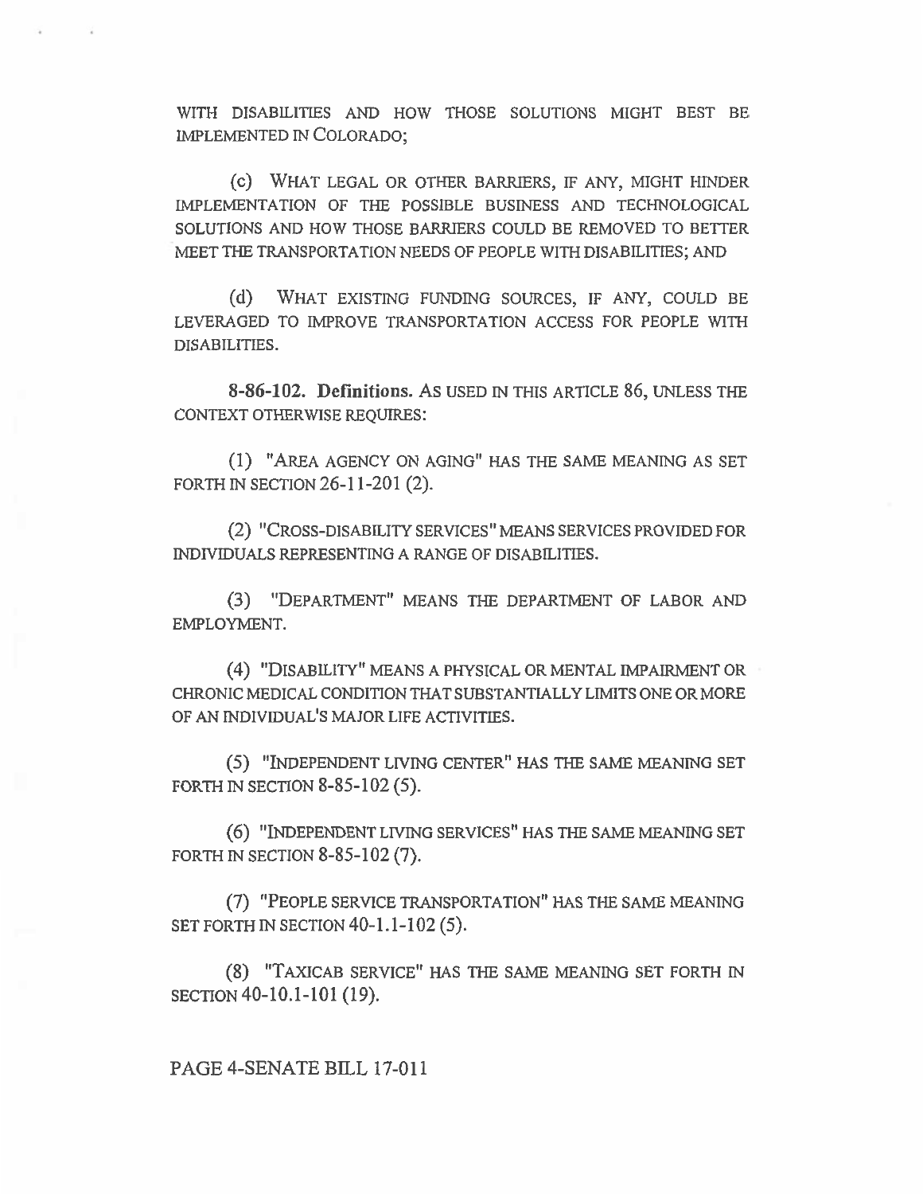WITH DISABILITIES AND HOW THOSE SOLUTIONS MIGHT BEST BE IMPLEMENTED IN COLORADO;

(c) WHAT LEGAL OR OTHER BARRIERS, IF ANY, MIGHT HINDER IMPLEMENTATION OF THE POSSIBLE BUSINESS AND TECHNOLOGICAL SOLUTIONS AND HOW THOSE BARRIERS COULD BE REMOVED TO BETTER MEET THE TRANSPORTATION NEEDS OF PEOPLE WITH DISABILITIES; AND

(d) WHAT EXISTING FUNDING SOURCES, IF ANY, COULD BE LEVERAGED TO IMPROVE TRANSPORTATION ACCESS FOR PEOPLE WITH DISABILITIES.

**8-86-102. Definitions.** AS USED IN THIS ARTICLE 86, UNLESS THE CONTEXT OTHERWISE REQUIRES:

(1) "AREA AGENCY ON AGING" HAS THE SAME MEANING AS SET FORTH IN SECTION 26-11-201 (2).

(2) "CROSS-DISABILITY SERVICES" MEANS SERVICES PROVIDED FOR INDIVIDUALS REPRESENTING A RANGE OF DISABILITIES.

(3) "DEPARTMENT" MEANS THE DEPARTMENT OF LABOR AND EMPLOYMENT.

(4) "DISABILITY" MEANS A PHYSICAL OR MENTAL IMPAIRMENT OR CHRONIC MEDICAL CONDITION THAT SUBSTANTIALLY LIMITS ONE OR MORE OF AN INDIVIDUAL'S MAJOR LIFE ACTIVITIES.

(5) "INDEPENDENT LIVING CENTER" HAS THE SAME MEANING SET FORTH IN SECTION 8-85-102 (5).

(6) "INDEPENDENT LIVING SERVICES" HAS THE SAME MEANING SET FORTH IN SECTION 8-85-102 (7).

(7) "PEOPLE SERVICE TRANSPORTATION" HAS THE SAME MEANING SET FORTH IN SECTION 40-1.1-102 (5).

(8) "TAXICAB SERVICE" HAS THE SAME MEANING SET FORTH IN SECTION 40-10.1-101 (19).

PAGE 4-SENATE BILL 17-011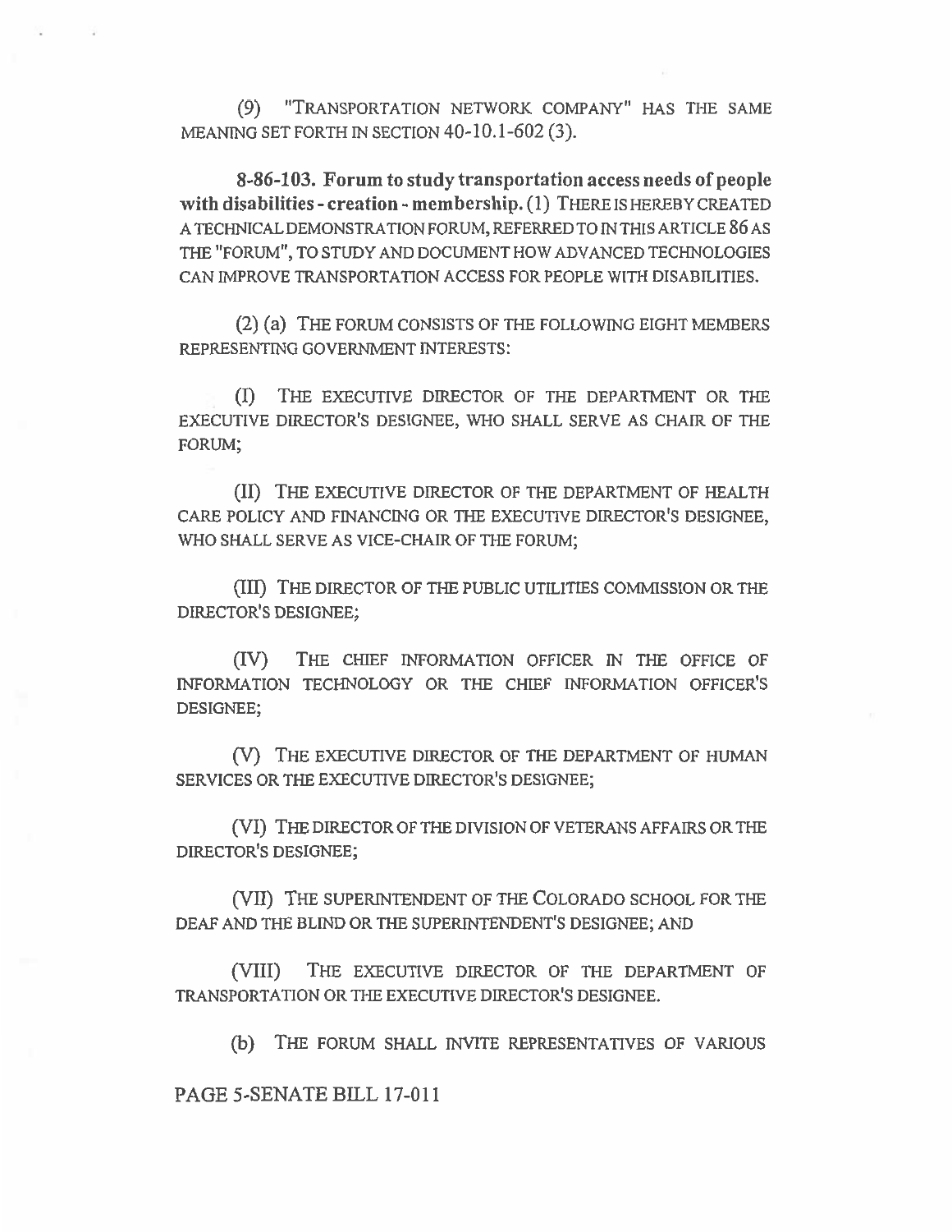(9) "TRANSPORTATION NETWORK COMPANY" HAS THE SAME MEANING SET FORTH IN SECTION 40-10.1-602 (3).

**8-86-103. Forum to study transportation access needs of people with disabilities - creation - membership.** (1) THERE IS HEREBY CREATED A TECHNICAL DEMONSTRATION FORUM, REFERRED TO IN THIS ARTICLE 86 AS THE "FORUM", TO STUDY AND DOCUMENT HOW ADVANCED TECHNOLOGIES CAN IMPROVE TRANSPORTATION ACCESS FOR PEOPLE WITH DISABILITIES.

(2) (a) THE FORUM CONSISTS OF THE FOLLOWING EIGHT MEMBERS REPRESENTING GOVERNMENT INTERESTS:

(I) THE EXECUTIVE DIRECTOR OF THE DEPARTMENT OR THE EXECUTIVE DIRECTOR'S DESIGNEE, WHO SHALL SERVE AS CHAIR OF THE FORUM;

(II) THE EXECUTIVE DIRECTOR OF THE DEPARTMENT OF HEALTH CARE POLICY AND FINANCING OR THE EXECUTIVE DIRECTOR'S DESIGNEE, WHO SHALL SERVE AS VICE-CHAIR OF THE FORUM;

(III) THE DIRECTOR OF THE PUBLIC UTILITIES COMMISSION OR THE DIRECTOR'S DESIGNEE;

(IV) THE CHIEF INFORMATION OFFICER IN THE OFFICE OF INFORMATION TECHNOLOGY OR THE CHIEF INFORMATION OFFICER'S DESIGNEE;

(V) THE EXECUTIVE DIRECTOR OF THE DEPARTMENT OF HUMAN SERVICES OR THE EXECUTIVE DIRECTOR'S DESIGNEE;

(VI) THE DIRECTOR OF THE DIVISION OF VETERANS AFFAIRS OR THE DIRECTOR'S DESIGNEE;

(VII) THE SUPERINTENDENT OF THE COLORADO SCHOOL FOR THE DEAF AND THE BLIND OR THE SUPERINTENDENT'S DESIGNEE; AND

(VIII) THE EXECUTIVE DIRECTOR OF THE DEPARTMENT OF TRANSPORTATION OR THE EXECUTIVE DIRECTOR'S DESIGNEE.

(b) THE FORUM SHALL INVITE REPRESENTATIVES OF VARIOUS

PAGE 5-SENATE BILL 17-011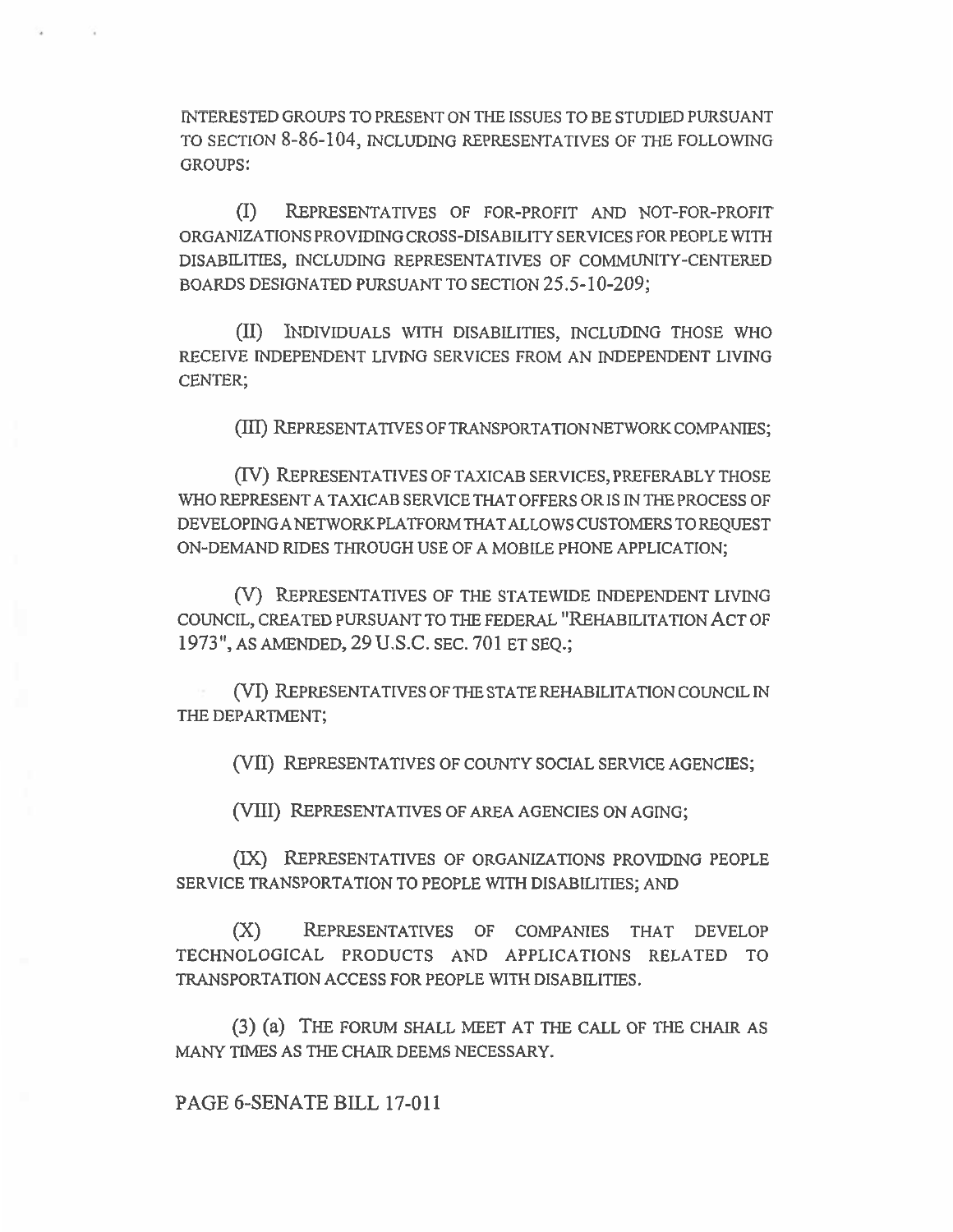INTERESTED GROUPS TO PRESENT ON THE ISSUES TO BE STUDIED PURSUANT TO SECTION 8-86-104, INCLUDING REPRESENTATIVES OF THE FOLLOWING GROUPS:

(I) REPRESENTATIVES OF FOR-PROFIT AND NOT-FOR-PROFIT ORGANIZATIONS PROVIDING CROSS-DISABILITY SERVICES FOR PEOPLE WITH DISABILITIES, INCLUDING REPRESENTATIVES OF COMMUNITY-CENTERED BOARDS DESIGNATED PURSUANT TO SECTION 25.5-10-209;

(II) INDIVIDUALS WITH DISABILITIES, INCLUDING THOSE WHO RECEIVE INDEPENDENT LIVING SERVICES FROM AN INDEPENDENT LIVING CENTER;

(III) REPRESENTATIVES OF TRANSPORTATION NETWORK COMPANIES;

(IV) REPRESENTATIVES OF TAXICAB SERVICES, PREFERABLY THOSE WHO REPRESENT A TAXICAB SERVICE THAT OFFERS OR IS IN THE PROCESS OF DEVELOPING A NETWORK PLATFORM THAT ALLOWS CUSTOMERS TO REQUEST ON-DEMAND RIDES THROUGH USE OF A MOBILE PHONE APPLICATION;

(V) REPRESENTATIVES OF THE STATEWIDE INDEPENDENT LIVING COUNCIL, CREATED PURSUANT TO THE FEDERAL "REHABILITATION ACT OF 1973", AS AMENDED, 29 U.S.C. SEC. 701 ET SEQ.;

(VI) REPRESENTATIVES OF THE STATE REHABILITATION COUNCIL IN THE DEPARTMENT;

(VII) REPRESENTATIVES OF COUNTY SOCIAL SERVICE AGENCIES;

(VIII) REPRESENTATIVES OF AREA AGENCIES ON AGING;

(IX) REPRESENTATIVES OF ORGANIZATIONS PROVIDING PEOPLE SERVICE TRANSPORTATION TO PEOPLE WITH DISABILITIES; AND

(X) REPRESENTATIVES OF COMPANIES THAT DEVELOP TECHNOLOGICAL PRODUCTS AND APPLICATIONS RELATED TO TRANSPORTATION ACCESS FOR PEOPLE WITH DISABILITIES.

(3) (a) THE FORUM SHALL MEET AT THE CALL OF THE CHAIR AS MANY TIMES AS THE CHAIR DEEMS NECESSARY.

PAGE 6-SENATE BILL 17-011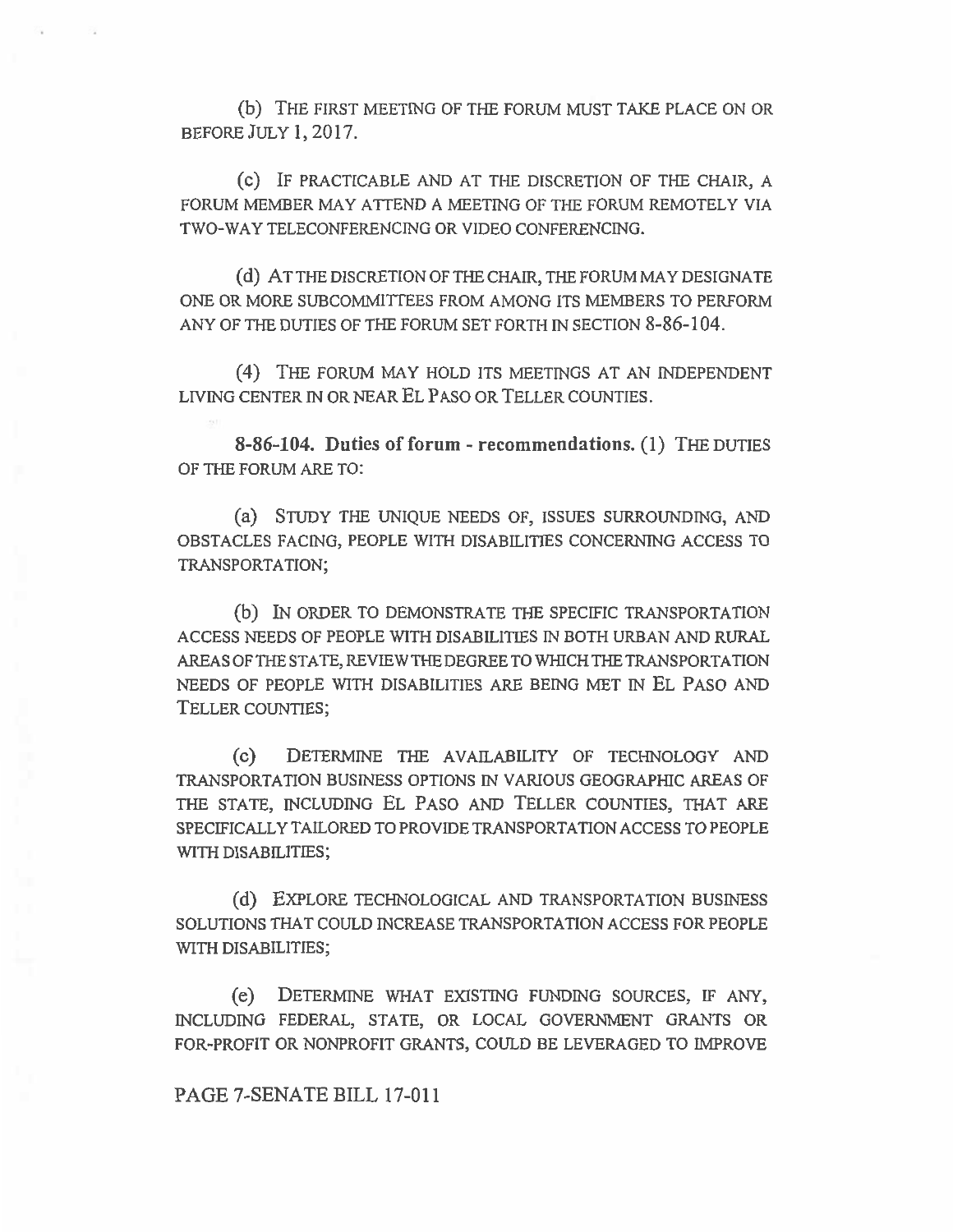(b) THE FIRST MEETING OF THE FORUM MUST TAKE PLACE ON OR BEFORE JULY 1, 2017.

(c) IF PRACTICABLE AND AT THE DISCRETION OF THE CHAIR, A FORUM MEMBER MAY ATTEND A MEETING OF THE FORUM REMOTELY VIA TWO-WAY TELECONFERENCING OR VIDEO CONFERENCING.

(d) AT THE DISCRETION OF THE CHAIR, THE FORUM MAY DESIGNATE ONE OR MORE SUBCOMMITTEES FROM AMONG ITS MEMBERS TO PERFORM ANY OF THE DUTIES OF THE FORUM SET FORTH IN SECTION 8-86-104.

(4) THE FORUM MAY HOLD ITS MEETINGS AT AN INDEPENDENT LIVING CENTER IN OR NEAR EL PASO OR TELLER COUNTIES.

**8-86-104. Duties of forum - recommendations.** (1) THE DUTIES OF THE FORUM ARE TO:

(a) STUDY THE UNIQUE NEEDS OF, ISSUES SURROUNDING, AND OBSTACLES FACING, PEOPLE WITH DISABILITIES CONCERNING ACCESS TO TRANSPORTATION;

(b) IN ORDER TO DEMONSTRATE THE SPECIFIC TRANSPORTATION ACCESS NEEDS OF PEOPLE WITH DISABILITIES IN BOTH URBAN AND RURAL AREAS OF THE STATE, REVIEW THE DEGREE TO WHICH THE TRANSPORTATION NEEDS OF PEOPLE WITH DISABILITIES ARE BEING MET IN EL PASO AND TELLER COUNTIES;

(c) DETERMINE THE AVAILABILITY OF TECHNOLOGY AND TRANSPORTATION BUSINESS OPTIONS IN VARIOUS GEOGRAPHIC AREAS OF THE STATE, INCLUDING EL PASO AND TELLER COUNTIES, THAT ARE SPECIFICALLY TAILORED TO PROVIDE TRANSPORTATION ACCESS TO PEOPLE WITH DISABILITIES;

(d) EXPLORE TECHNOLOGICAL AND TRANSPORTATION BUSINESS SOLUTIONS THAT COULD INCREASE TRANSPORTATION ACCESS FOR PEOPLE WITH DISABILITIES;

(e) DETERMINE WHAT EXISTING FUNDING SOURCES, IF ANY, INCLUDING FEDERAL, STATE, OR LOCAL GOVERNMENT GRANTS OR FOR-PROFIT OR NONPROFIT GRANTS, COULD BE LEVERAGED TO IMPROVE

PAGE 7-SENATE BILL 17-011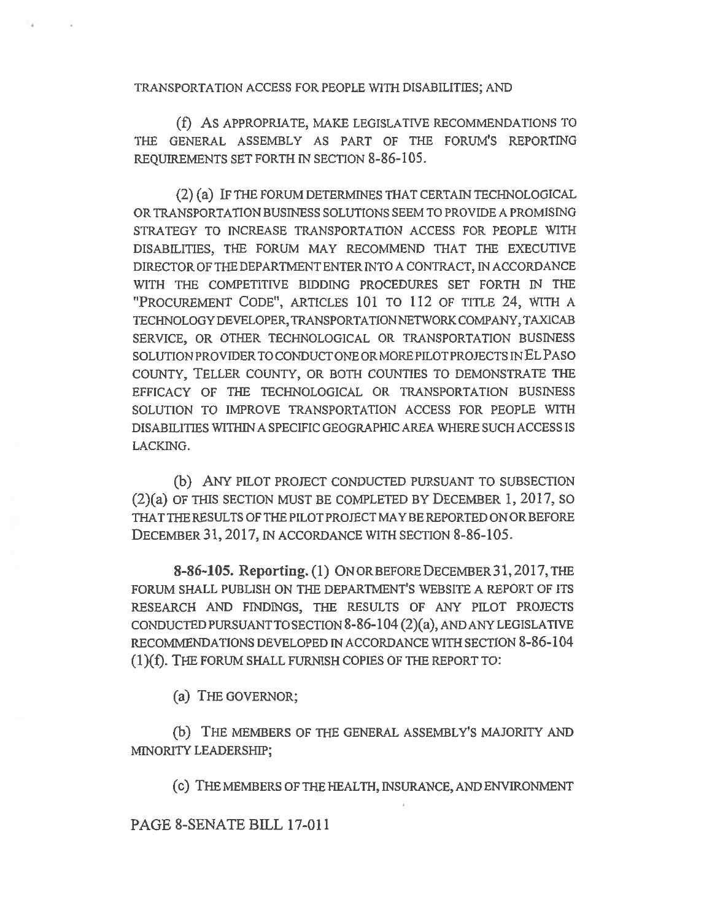TRANSPORTATION ACCESS FOR PEOPLE WITH DISABILITIES; AND

(f) AS APPROPRIATE, MAKE LEGISLATIVE RECOMMENDATIONS TO THE GENERAL ASSEMBLY AS PART OF THE FORUM'S REPORTING REQUIREMENTS SET FORTH IN SECTION 8-86-105.

(2) (a) IF THE FORUM DETERMINES THAT CERTAIN TECHNOLOGICAL OR TRANSPORTATION BUSINESS SOLUTIONS SEEM TO PROVIDE A PROMISING STRATEGY TO INCREASE TRANSPORTATION ACCESS FOR PEOPLE WITH DISABILITIES, THE FORUM MAY RECOMMEND THAT THE EXECUTIVE DIRECTOR OF THE DEPARTMENT ENTER INTO A CONTRACT, IN ACCORDANCE WITH THE COMPETITIVE BIDDING PROCEDURES SET FORTH IN THE "PROCUREMENT CODE", ARTICLES 101 TO 112 OF TITLE 24, WITH A TECHNOLOGY DEVELOPER, TRANSPORTATION NETWORK COMPANY, TAXICAB SERVICE, OR OTHER TECHNOLOGICAL OR TRANSPORTATION BUSINESS SOLUTION PROVIDER TO CONDUCT ONE OR MORE PILOT PROJECTS IN EL PASO COUNTY, TELLER COUNTY, OR BOTH COUNTIES TO DEMONSTRATE THE EFFICACY OF THE TECHNOLOGICAL OR TRANSPORTATION BUSINESS SOLUTION TO IMPROVE TRANSPORTATION ACCESS FOR PEOPLE WITH DISABILITIES WITHIN A SPECIFIC GEOGRAPHIC AREA WHERE SUCH ACCESS IS LACKING.

(b) ANY PILOT PROJECT CONDUCTED PURSUANT TO SUBSECTION (2)(a) OF THIS SECTION MUST BE COMPLETED BY DECEMBER 1, 2017, SO THAT THE RESULTS OF THE PILOT PROJECT MAY BE REPORTED ON OR BEFORE DECEMBER 31, 2017, IN ACCORDANCE WITH SECTION 8-86-105.

**8-86-105. Reporting.** (1) ON OR BEFORE DECEMBER 31, 2017, THE FORUM SHALL PUBLISH ON THE DEPARTMENT'S WEBSITE A REPORT OF ITS RESEARCH AND FINDINGS, THE RESULTS OF ANY PILOT PROJECTS CONDUCTED PURSUANT TO SECTION 8-86-104 (2)(a), AND ANY LEGISLATIVE RECOMMENDATIONS DEVELOPED IN ACCORDANCE WITH SECTION 8-86-104 (1)(f). THE FORUM SHALL FURNISH COPIES OF THE REPORT TO:

(a) THE GOVERNOR;

(b) THE MEMBERS OF THE GENERAL ASSEMBLY'S MAJORITY AND MINORITY LEADERSHIP;

(c) THE MEMBERS OF THE HEALTH, INSURANCE, AND ENVIRONMENT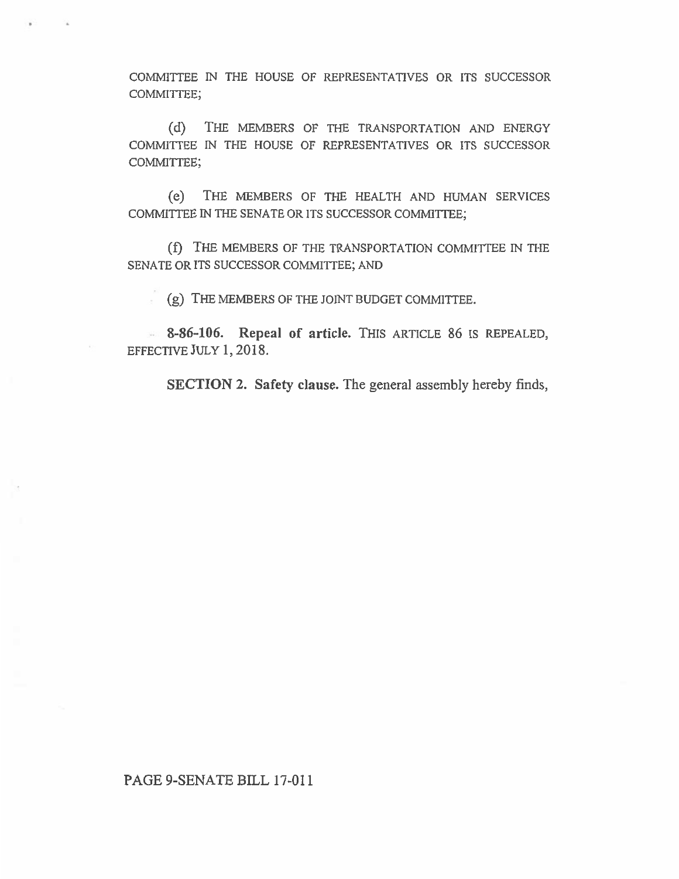COMMITTEE IN THE HOUSE OF REPRESENTATIVES OR ITS SUCCESSOR COMMITTEE;

(d) THE MEMBERS OF THE TRANSPORTATION AND ENERGY COMMITTEE IN THE HOUSE OF REPRESENTATIVES OR ITS SUCCESSOR COMMITTEE;

(e) THE MEMBERS OF THE HEALTH AND HUMAN SERVICES COMMITTEE IN THE SENATE OR ITS SUCCESSOR COMMITTEE;

(f) THE MEMBERS OF THE TRANSPORTATION COMMITTEE IN THE SENATE OR ITS SUCCESSOR COMMITTEE; AND

(g) THE MEMBERS OF THE JOINT BUDGET COMMITTEE.

**8-86-106. Repeal of article.** THIS ARTICLE 86 IS REPEALED, EFFECTIVE JULY 1, 2018.

**SECTION 2. Safety clause.** The general assembly hereby finds,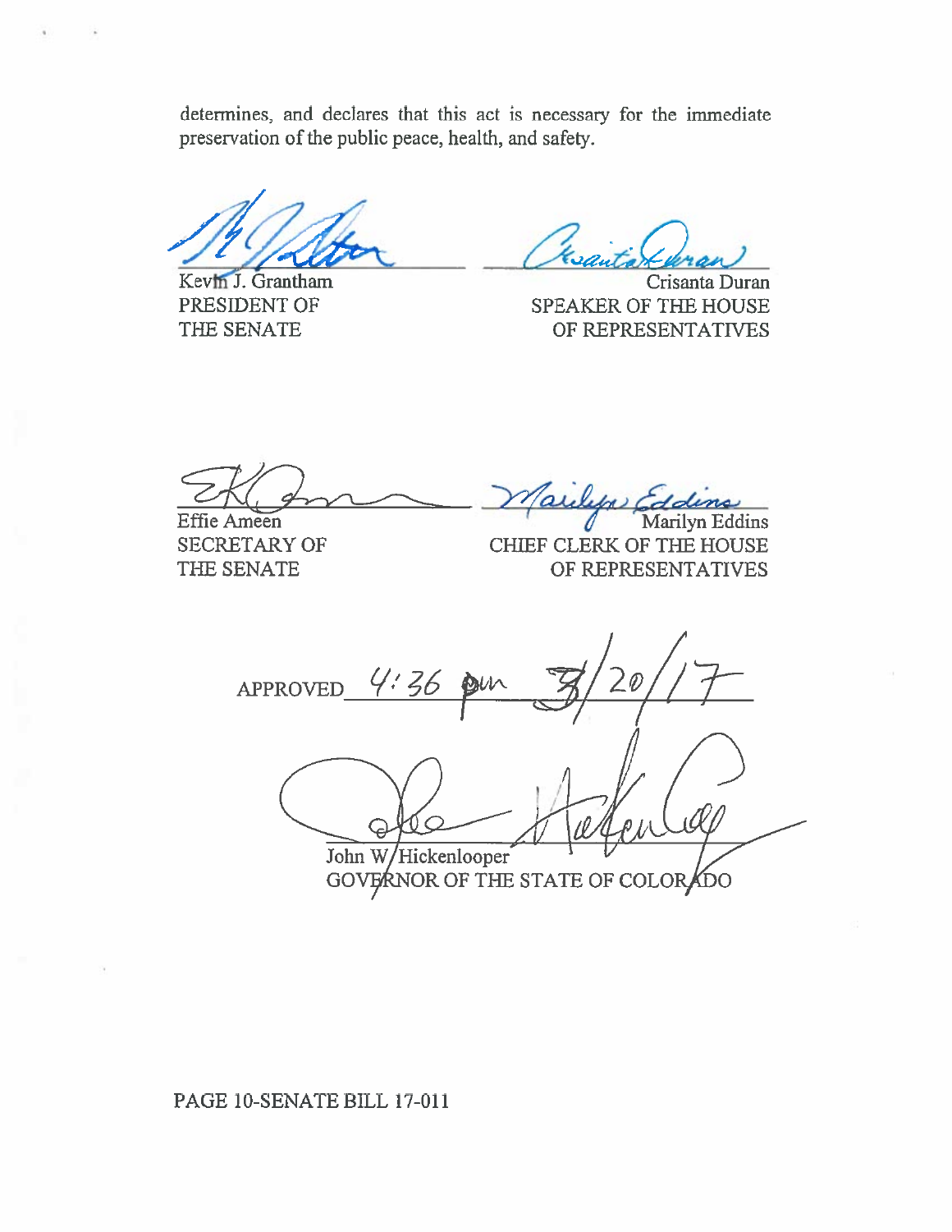determines, and declares that this act is necessary for the immediate preservation of the public peace, health, and safety.

| | |
|---|---|
| Kevin J. Grantham | Crisanta Duran |
| PRESIDENT OF THE SENATE | SPEAKER OF THE HOUSE OF REPRESENTATIVES |

| | |
|---|---|
| Effie Ameen | Marilyn Eddins |
| SECRETARY OF THE SENATE | CHIEF CLERK OF THE HOUSE OF REPRESENTATIVES |

APPROVED 4:36 pm 3/20/17

John W. Hickenlooper
GOVERNOR OF THE STATE OF COLORADO

PAGE 10-SENATE BILL 17-011